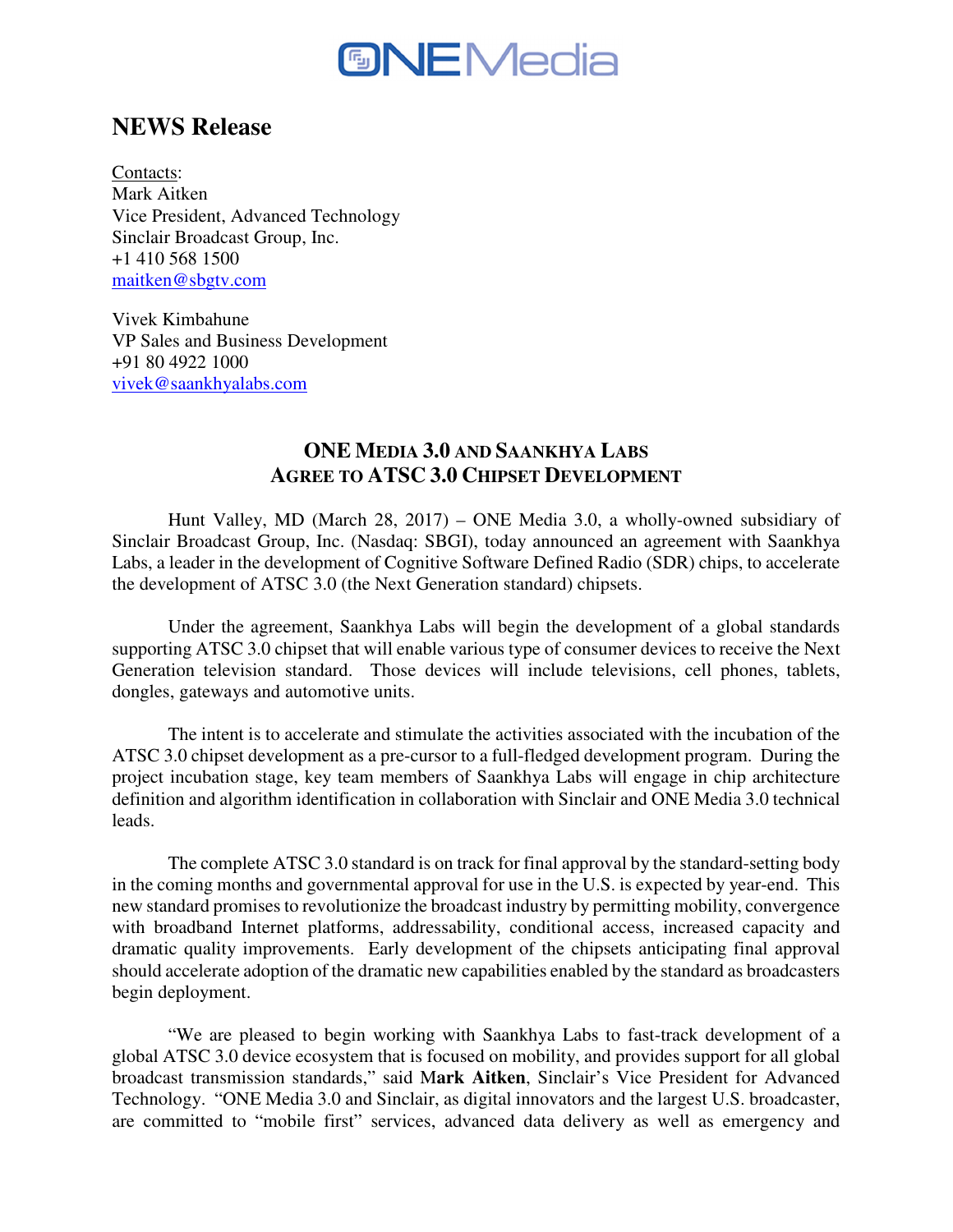# NEWS Release

Contacts:
Mark Aitken
Vice President, Advanced Technology
Sinclair Broadcast Group, Inc.
+1 410 568 1500
maitken@sbgtv.com

Vivek Kimbahune
VP Sales and Business Development
+91 80 4922 1000
vivek@saankhyalabs.com

## ONE MEDIA 3.0 AND SAANKHYA LABS AGREE TO ATSC 3.0 CHIPSET DEVELOPMENT

Hunt Valley, MD (March 28, 2017) – ONE Media 3.0, a wholly-owned subsidiary of Sinclair Broadcast Group, Inc. (Nasdaq: SBGI), today announced an agreement with Saankhya Labs, a leader in the development of Cognitive Software Defined Radio (SDR) chips, to accelerate the development of ATSC 3.0 (the Next Generation standard) chipsets.

Under the agreement, Saankhya Labs will begin the development of a global standards supporting ATSC 3.0 chipset that will enable various type of consumer devices to receive the Next Generation television standard. Those devices will include televisions, cell phones, tablets, dongles, gateways and automotive units.

The intent is to accelerate and stimulate the activities associated with the incubation of the ATSC 3.0 chipset development as a pre-cursor to a full-fledged development program. During the project incubation stage, key team members of Saankhya Labs will engage in chip architecture definition and algorithm identification in collaboration with Sinclair and ONE Media 3.0 technical leads.

The complete ATSC 3.0 standard is on track for final approval by the standard-setting body in the coming months and governmental approval for use in the U.S. is expected by year-end. This new standard promises to revolutionize the broadcast industry by permitting mobility, convergence with broadband Internet platforms, addressability, conditional access, increased capacity and dramatic quality improvements. Early development of the chipsets anticipating final approval should accelerate adoption of the dramatic new capabilities enabled by the standard as broadcasters begin deployment.

"We are pleased to begin working with Saankhya Labs to fast-track development of a global ATSC 3.0 device ecosystem that is focused on mobility, and provides support for all global broadcast transmission standards," said **Mark Aitken**, Sinclair's Vice President for Advanced Technology. "ONE Media 3.0 and Sinclair, as digital innovators and the largest U.S. broadcaster, are committed to "mobile first" services, advanced data delivery as well as emergency and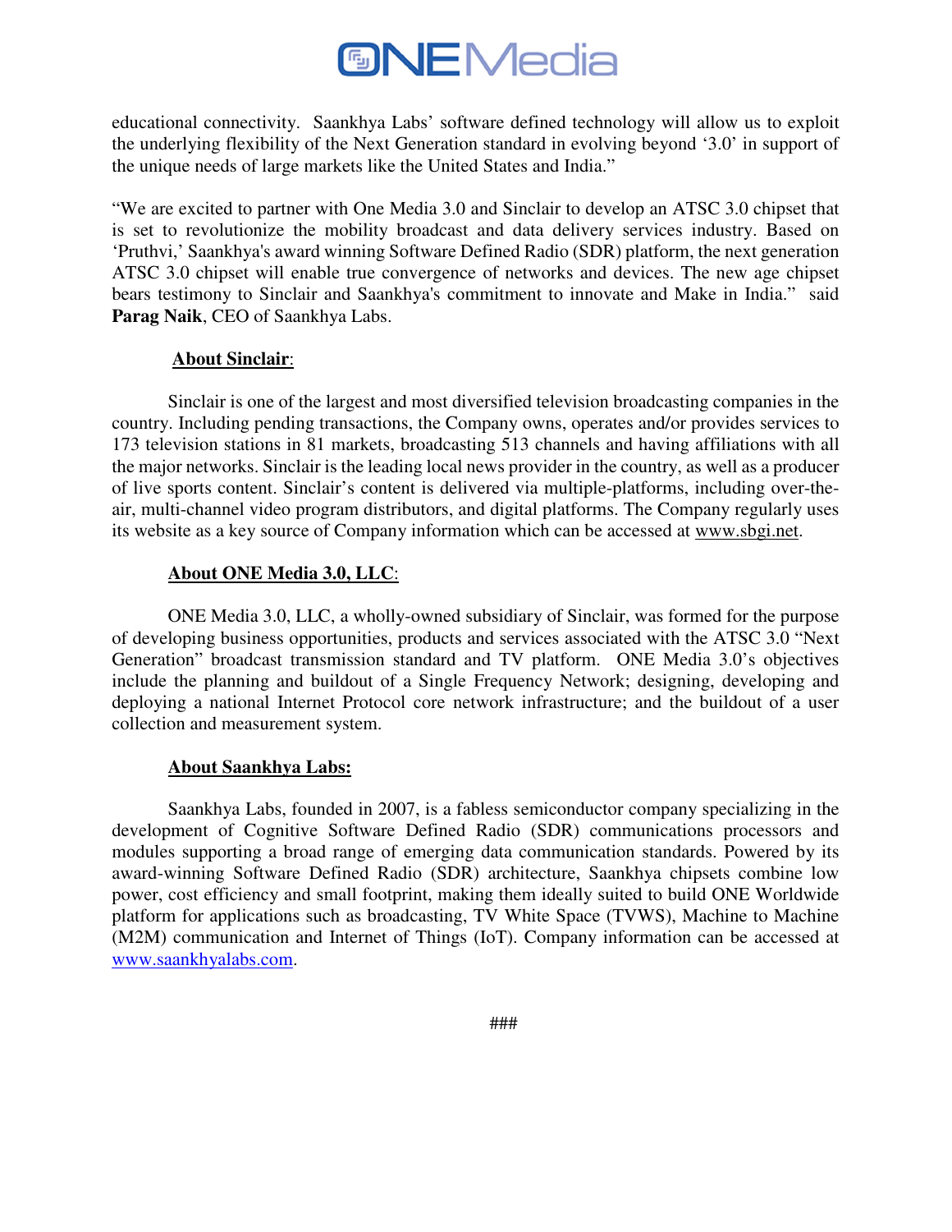educational connectivity. Saankhya Labs' software defined technology will allow us to exploit the underlying flexibility of the Next Generation standard in evolving beyond '3.0' in support of the unique needs of large markets like the United States and India."

"We are excited to partner with One Media 3.0 and Sinclair to develop an ATSC 3.0 chipset that is set to revolutionize the mobility broadcast and data delivery services industry. Based on 'Pruthvi,' Saankhya's award winning Software Defined Radio (SDR) platform, the next generation ATSC 3.0 chipset will enable true convergence of networks and devices. The new age chipset bears testimony to Sinclair and Saankhya's commitment to innovate and Make in India." said **Parag Naik**, CEO of Saankhya Labs.

**About Sinclair**:

Sinclair is one of the largest and most diversified television broadcasting companies in the country. Including pending transactions, the Company owns, operates and/or provides services to 173 television stations in 81 markets, broadcasting 513 channels and having affiliations with all the major networks. Sinclair is the leading local news provider in the country, as well as a producer of live sports content. Sinclair's content is delivered via multiple-platforms, including over-the-air, multi-channel video program distributors, and digital platforms. The Company regularly uses its website as a key source of Company information which can be accessed at www.sbgi.net.

**About ONE Media 3.0, LLC**:

ONE Media 3.0, LLC, a wholly-owned subsidiary of Sinclair, was formed for the purpose of developing business opportunities, products and services associated with the ATSC 3.0 "Next Generation" broadcast transmission standard and TV platform. ONE Media 3.0's objectives include the planning and buildout of a Single Frequency Network; designing, developing and deploying a national Internet Protocol core network infrastructure; and the buildout of a user collection and measurement system.

**About Saankhya Labs:**

Saankhya Labs, founded in 2007, is a fabless semiconductor company specializing in the development of Cognitive Software Defined Radio (SDR) communications processors and modules supporting a broad range of emerging data communication standards. Powered by its award-winning Software Defined Radio (SDR) architecture, Saankhya chipsets combine low power, cost efficiency and small footprint, making them ideally suited to build ONE Worldwide platform for applications such as broadcasting, TV White Space (TVWS), Machine to Machine (M2M) communication and Internet of Things (IoT). Company information can be accessed at www.saankhyalabs.com.

###